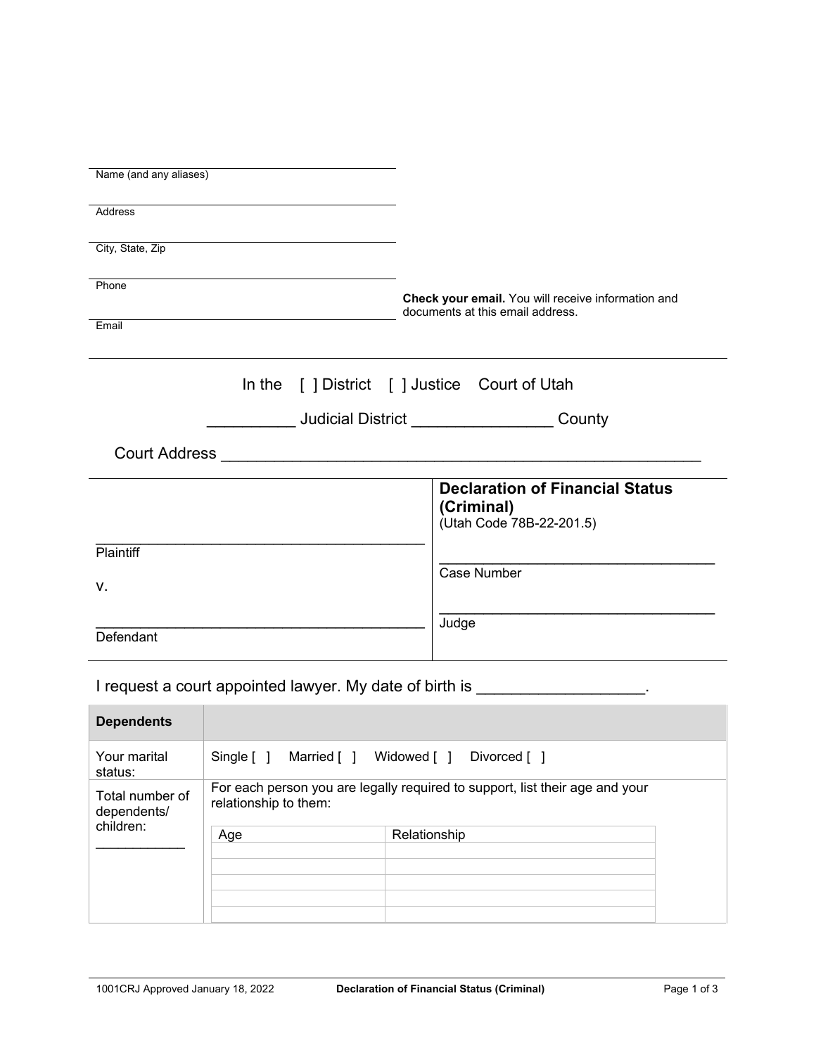Name (and any aliases)

Address

City, State, Zip

Phone

Email

**Check your email.** You will receive information and documents at this email address.

In the [ ] District [ ] Justice Court of Utah

__________ Judicial District ________________ County

Court Address ______________________________________________________

| | |
|---|---|
| ________________________________________<br>Plaintiff<br><br>v.<br><br>________________________________________<br>Defendant | **Declaration of Financial Status (Criminal)**<br>(Utah Code 78B-22-201.5)<br><br>____________________________________<br>Case Number<br><br>____________________________________<br>Judge |

I request a court appointed lawyer. My date of birth is __________________.

| **Dependents** | |
|---|---|
| Your marital status: | Single [ ] Married [ ] Widowed [ ] Divorced [ ] |
| Total number of dependents/ children: ____________ | For each person you are legally required to support, list their age and your relationship to them: |

| Age | Relationship |
|---|---|
| | |
| | |
| | |
| | |
| | |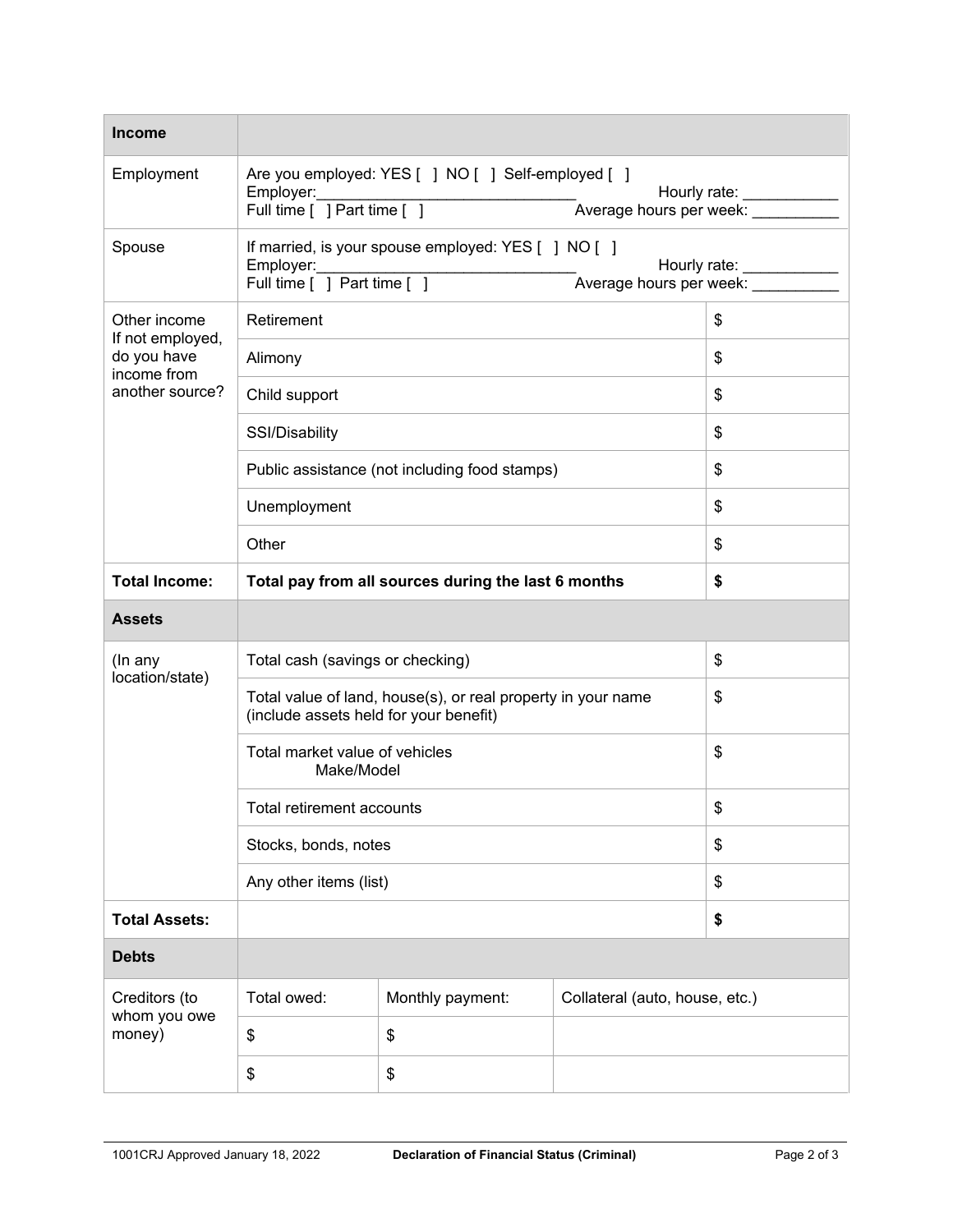| **Income** | | | |
|---|---|---|---|
| Employment | Are you employed: YES [ ] NO [ ] Self-employed [ ]<br>Employer:______________________________ Hourly rate: ___________<br>Full time [ ] Part time [ ] Average hours per week: __________ | | |
| Spouse | If married, is your spouse employed: YES [ ] NO [ ]<br>Employer:______________________________ Hourly rate: ___________<br>Full time [ ] Part time [ ] Average hours per week: __________ | | |
| Other income<br>If not employed, do you have income from another source? | Retirement | | $ |
| | Alimony | | $ |
| | Child support | | $ |
| | SSI/Disability | | $ |
| | Public assistance (not including food stamps) | | $ |
| | Unemployment | | $ |
| | Other | | $ |
| **Total Income:** | **Total pay from all sources during the last 6 months** | | **$** |
| **Assets** | | | |
| (In any location/state) | Total cash (savings or checking) | | $ |
| | Total value of land, house(s), or real property in your name (include assets held for your benefit) | | $ |
| | Total market value of vehicles<br>Make/Model | | $ |
| | Total retirement accounts | | $ |
| | Stocks, bonds, notes | | $ |
| | Any other items (list) | | $ |
| **Total Assets:** | | | **$** |
| **Debts** | | | |
| Creditors (to whom you owe money) | Total owed: | Monthly payment: | Collateral (auto, house, etc.) |
| | $ | $ | |
| | $ | $ | |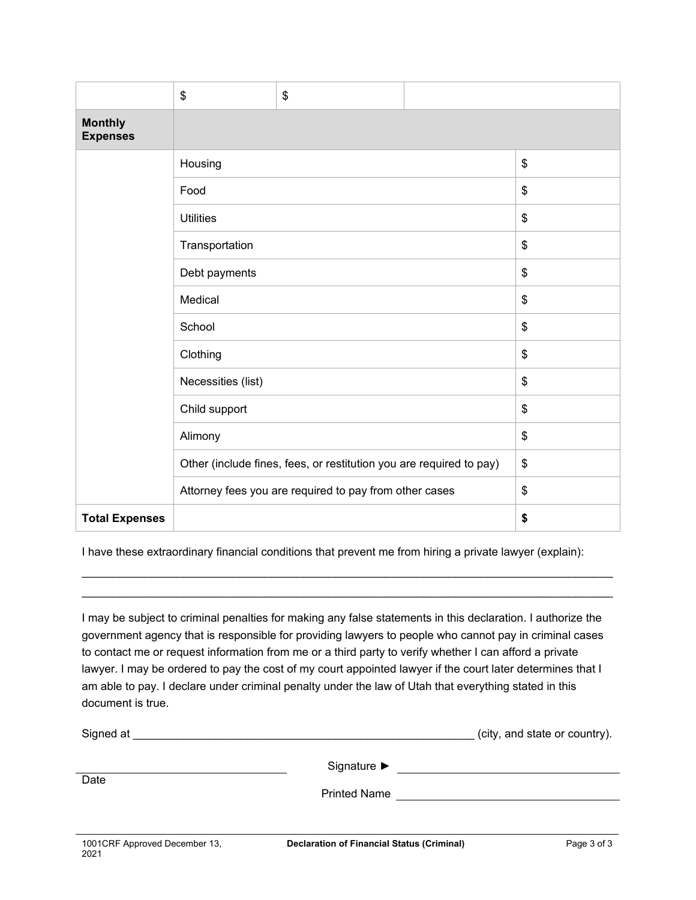| | | | | |
|---|---|---|---|---|
| | $ | $ | | |
| **Monthly Expenses** | | | | |
| | Housing | | | $ |
| | Food | | | $ |
| | Utilities | | | $ |
| | Transportation | | | $ |
| | Debt payments | | | $ |
| | Medical | | | $ |
| | School | | | $ |
| | Clothing | | | $ |
| | Necessities (list) | | | $ |
| | Child support | | | $ |
| | Alimony | | | $ |
| | Other (include fines, fees, or restitution you are required to pay) | | | $ |
| | Attorney fees you are required to pay from other cases | | | $ |
| **Total Expenses** | | | | **$** |

I have these extraordinary financial conditions that prevent me from hiring a private lawyer (explain):

_______________________________________________________________________________

_______________________________________________________________________________

I may be subject to criminal penalties for making any false statements in this declaration. I authorize the government agency that is responsible for providing lawyers to people who cannot pay in criminal cases to contact me or request information from me or a third party to verify whether I can afford a private lawyer. I may be ordered to pay the cost of my court appointed lawyer if the court later determines that I am able to pay. I declare under criminal penalty under the law of Utah that everything stated in this document is true.

Signed at ______________________________________________________ (city, and state or country).

Signature ► ______________________________

______________________________
Date

Printed Name ______________________________

1001CRF Approved December 13, 2021 | **Declaration of Financial Status (Criminal)**